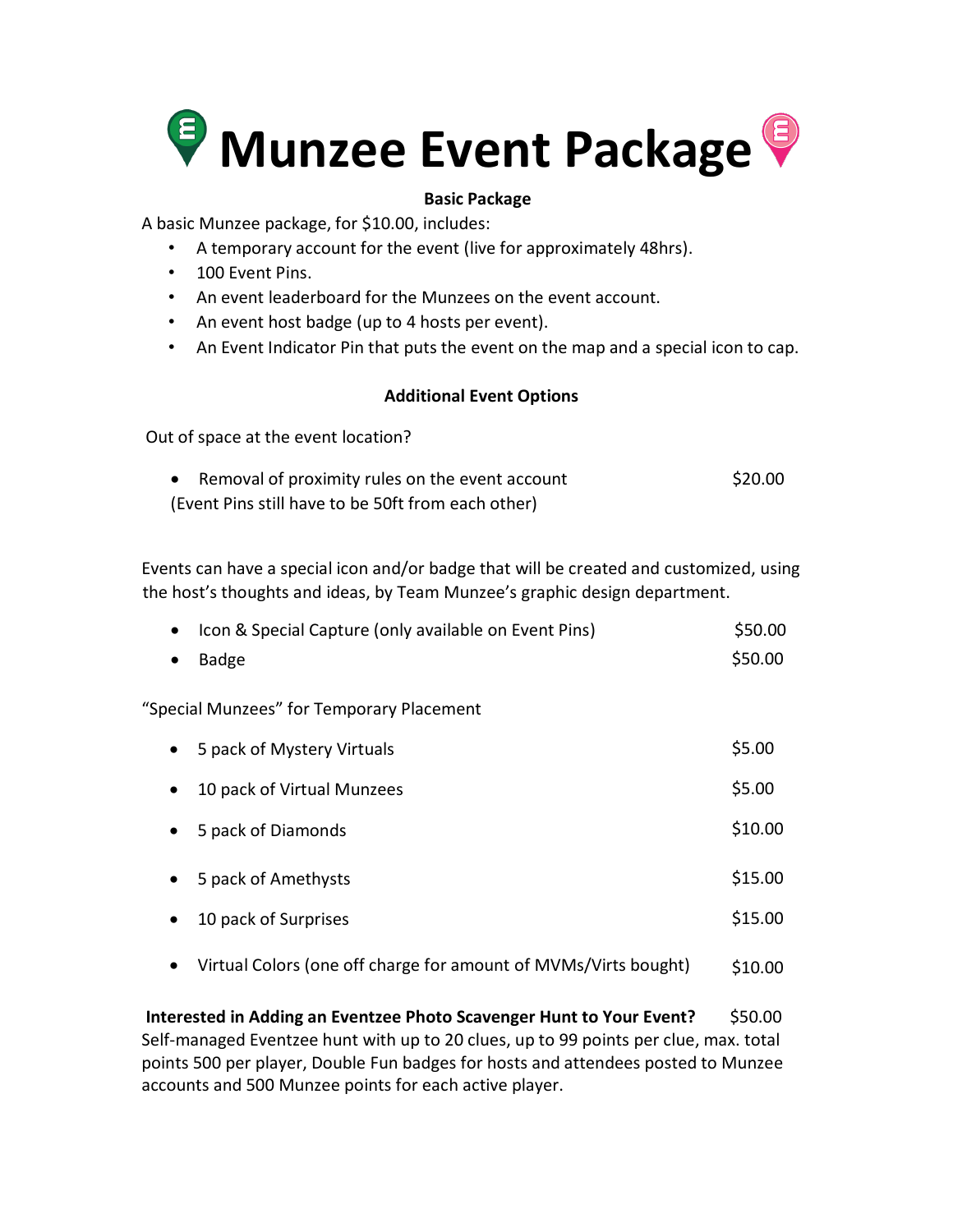# Munzee Event Package

**Basic Package**

A basic Munzee package, for $10.00, includes:

- A temporary account for the event (live for approximately 48hrs).
- 100 Event Pins.
- An event leaderboard for the Munzees on the event account.
- An event host badge (up to 4 hosts per event).
- An Event Indicator Pin that puts the event on the map and a special icon to cap.

**Additional Event Options**

Out of space at the event location?

- Removal of proximity rules on the event account $20.00

(Event Pins still have to be 50ft from each other)

Events can have a special icon and/or badge that will be created and customized, using the host's thoughts and ideas, by Team Munzee's graphic design department.

- Icon & Special Capture (only available on Event Pins) $50.00
- Badge $50.00

"Special Munzees" for Temporary Placement

- 5 pack of Mystery Virtuals $5.00
- 10 pack of Virtual Munzees $5.00
- 5 pack of Diamonds $10.00
- 5 pack of Amethysts $15.00
- 10 pack of Surprises $15.00
- Virtual Colors (one off charge for amount of MVMs/Virts bought) $10.00

**Interested in Adding an Eventzee Photo Scavenger Hunt to Your Event?** $50.00

Self-managed Eventzee hunt with up to 20 clues, up to 99 points per clue, max. total points 500 per player, Double Fun badges for hosts and attendees posted to Munzee accounts and 500 Munzee points for each active player.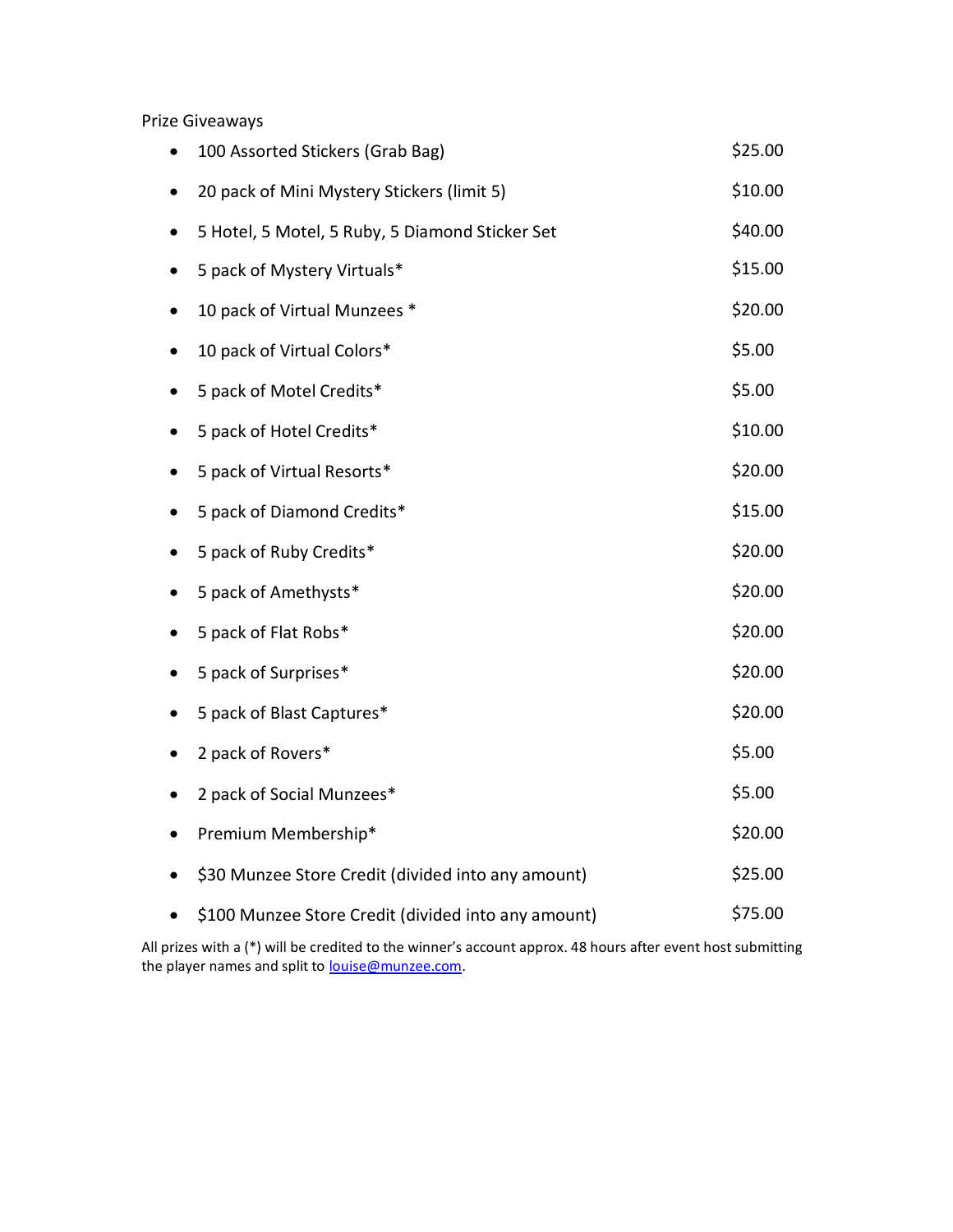Prize Giveaways

| | |
|---|---|
| • 100 Assorted Stickers (Grab Bag) | $25.00 |
| • 20 pack of Mini Mystery Stickers (limit 5) | $10.00 |
| • 5 Hotel, 5 Motel, 5 Ruby, 5 Diamond Sticker Set | $40.00 |
| • 5 pack of Mystery Virtuals* | $15.00 |
| • 10 pack of Virtual Munzees * | $20.00 |
| • 10 pack of Virtual Colors* | $5.00 |
| • 5 pack of Motel Credits* | $5.00 |
| • 5 pack of Hotel Credits* | $10.00 |
| • 5 pack of Virtual Resorts* | $20.00 |
| • 5 pack of Diamond Credits* | $15.00 |
| • 5 pack of Ruby Credits* | $20.00 |
| • 5 pack of Amethysts* | $20.00 |
| • 5 pack of Flat Robs* | $20.00 |
| • 5 pack of Surprises* | $20.00 |
| • 5 pack of Blast Captures* | $20.00 |
| • 2 pack of Rovers* | $5.00 |
| • 2 pack of Social Munzees* | $5.00 |
| • Premium Membership* | $20.00 |
| • $30 Munzee Store Credit (divided into any amount) | $25.00 |
| • $100 Munzee Store Credit (divided into any amount) | $75.00 |

All prizes with a (*) will be credited to the winner's account approx. 48 hours after event host submitting the player names and split to louise@munzee.com.